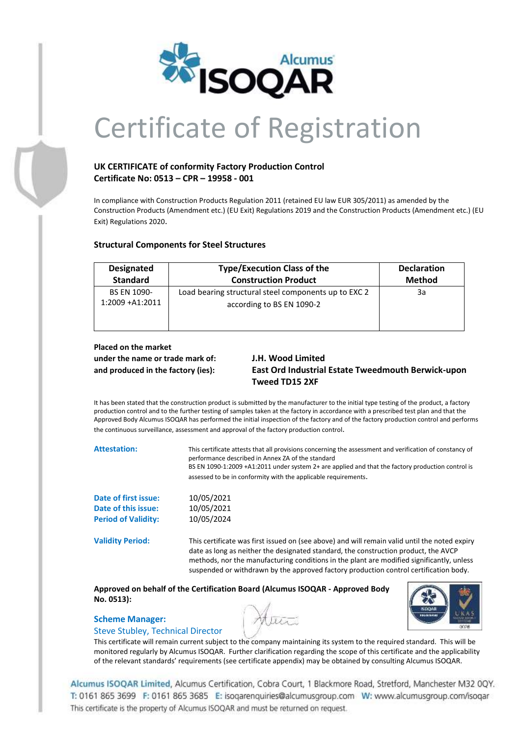Alcumus ISOQAR

# Certificate of Registration

**UK CERTIFICATE of conformity Factory Production Control**
**Certificate No: 0513 – CPR – 19958 - 001**

In compliance with Construction Products Regulation 2011 (retained EU law EUR 305/2011) as amended by the Construction Products (Amendment etc.) (EU Exit) Regulations 2019 and the Construction Products (Amendment etc.) (EU Exit) Regulations 2020.

### Structural Components for Steel Structures

| Designated Standard | Type/Execution Class of the Construction Product | Declaration Method |
| --- | --- | --- |
| BS EN 1090-1:2009 +A1:2011 | Load bearing structural steel components up to EXC 2 according to BS EN 1090-2 | 3a |

**Placed on the market**
**under the name or trade mark of:** **J.H. Wood Limited**
**and produced in the factory (ies):** **East Ord Industrial Estate Tweedmouth Berwick-upon Tweed TD15 2XF**

It has been stated that the construction product is submitted by the manufacturer to the initial type testing of the product, a factory production control and to the further testing of samples taken at the factory in accordance with a prescribed test plan and that the Approved Body Alcumus ISOQAR has performed the initial inspection of the factory and of the factory production control and performs the continuous surveillance, assessment and approval of the factory production control.

**Attestation:** This certificate attests that all provisions concerning the assessment and verification of constancy of performance described in Annex ZA of the standard BS EN 1090-1:2009 +A1:2011 under system 2+ are applied and that the factory production control is assessed to be in conformity with the applicable requirements.

**Date of first issue:** 10/05/2021
**Date of this issue:** 10/05/2021
**Period of Validity:** 10/05/2024

**Validity Period:** This certificate was first issued on (see above) and will remain valid until the noted expiry date as long as neither the designated standard, the construction product, the AVCP methods, nor the manufacturing conditions in the plant are modified significantly, unless suspended or withdrawn by the approved factory production control certification body.

**Approved on behalf of the Certification Board (Alcumus ISOQAR - Approved Body No. 0513):**

**Scheme Manager:**
Steve Stubley, Technical Director

This certificate will remain current subject to the company maintaining its system to the required standard. This will be monitored regularly by Alcumus ISOQAR. Further clarification regarding the scope of this certificate and the applicability of the relevant standards' requirements (see certificate appendix) may be obtained by consulting Alcumus ISOQAR.

Alcumus ISOQAR Limited, Alcumus Certification, Cobra Court, 1 Blackmore Road, Stretford, Manchester M32 0QY.
T: 0161 865 3699 F: 0161 865 3685 E: isoqarenquiries@alcumusgroup.com W: www.alcumusgroup.com/isoqar
This certificate is the property of Alcumus ISOQAR and must be returned on request.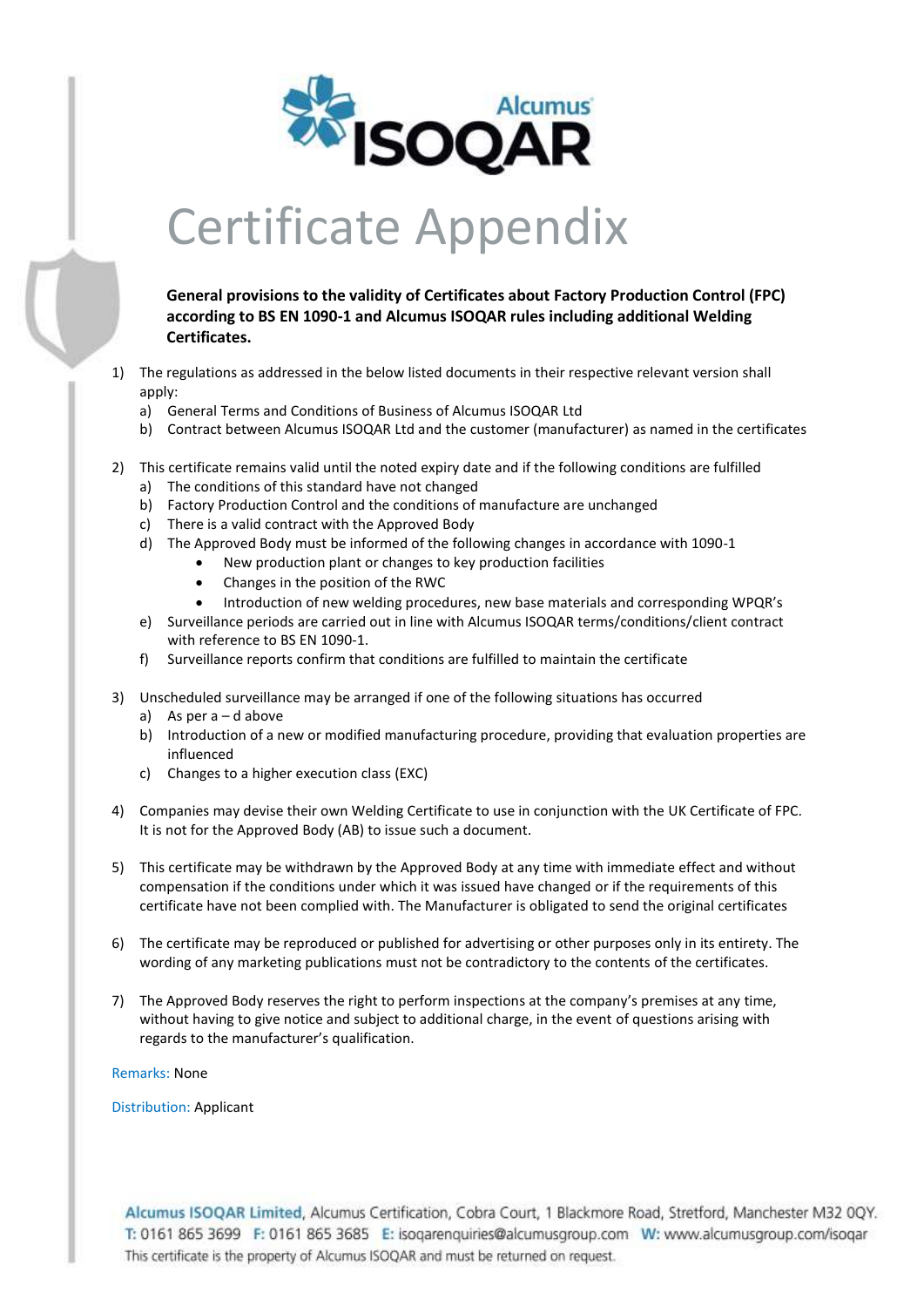# Certificate Appendix

**General provisions to the validity of Certificates about Factory Production Control (FPC) according to BS EN 1090-1 and Alcumus ISOQAR rules including additional Welding Certificates.**

1) The regulations as addressed in the below listed documents in their respective relevant version shall apply:
   a) General Terms and Conditions of Business of Alcumus ISOQAR Ltd
   b) Contract between Alcumus ISOQAR Ltd and the customer (manufacturer) as named in the certificates

2) This certificate remains valid until the noted expiry date and if the following conditions are fulfilled
   a) The conditions of this standard have not changed
   b) Factory Production Control and the conditions of manufacture are unchanged
   c) There is a valid contract with the Approved Body
   d) The Approved Body must be informed of the following changes in accordance with 1090-1
      - New production plant or changes to key production facilities
      - Changes in the position of the RWC
      - Introduction of new welding procedures, new base materials and corresponding WPQR's
   e) Surveillance periods are carried out in line with Alcumus ISOQAR terms/conditions/client contract with reference to BS EN 1090-1.
   f) Surveillance reports confirm that conditions are fulfilled to maintain the certificate

3) Unscheduled surveillance may be arranged if one of the following situations has occurred
   a) As per a – d above
   b) Introduction of a new or modified manufacturing procedure, providing that evaluation properties are influenced
   c) Changes to a higher execution class (EXC)

4) Companies may devise their own Welding Certificate to use in conjunction with the UK Certificate of FPC. It is not for the Approved Body (AB) to issue such a document.

5) This certificate may be withdrawn by the Approved Body at any time with immediate effect and without compensation if the conditions under which it was issued have changed or if the requirements of this certificate have not been complied with. The Manufacturer is obligated to send the original certificates

6) The certificate may be reproduced or published for advertising or other purposes only in its entirety. The wording of any marketing publications must not be contradictory to the contents of the certificates.

7) The Approved Body reserves the right to perform inspections at the company's premises at any time, without having to give notice and subject to additional charge, in the event of questions arising with regards to the manufacturer's qualification.

Remarks: None

Distribution: Applicant

**Alcumus ISOQAR Limited**, Alcumus Certification, Cobra Court, 1 Blackmore Road, Stretford, Manchester M32 0QY.
T: 0161 865 3699 F: 0161 865 3685 E: isoqarenquiries@alcumusgroup.com W: www.alcumusgroup.com/isoqar
This certificate is the property of Alcumus ISOQAR and must be returned on request.